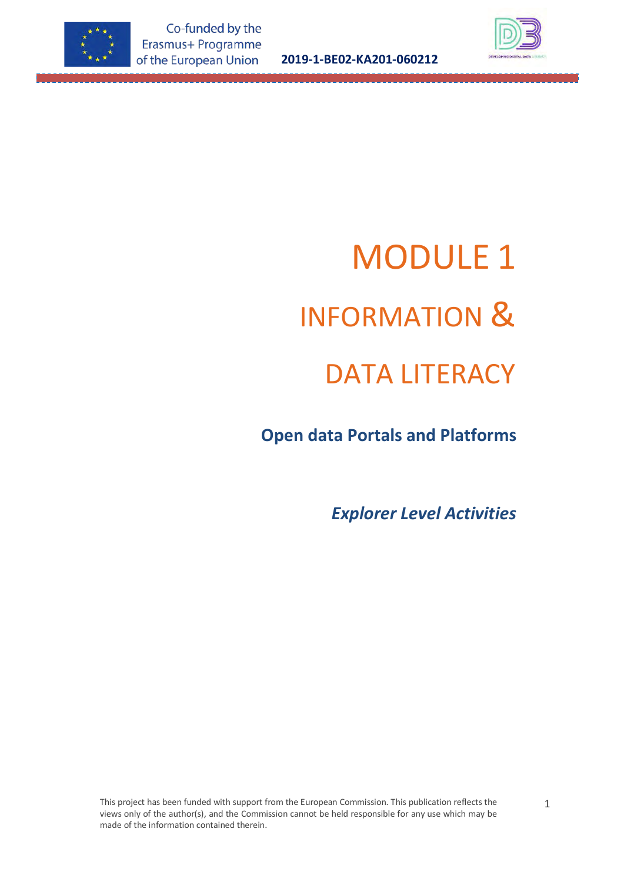Co-funded by the Erasmus+ Programme of the European Union

**2019-1-BE02-KA201-060212**

# MODULE 1

# INFORMATION & DATA LITERACY

## Open data Portals and Platforms

***Explorer Level Activities***

This project has been funded with support from the European Commission. This publication reflects the views only of the author(s), and the Commission cannot be held responsible for any use which may be made of the information contained therein.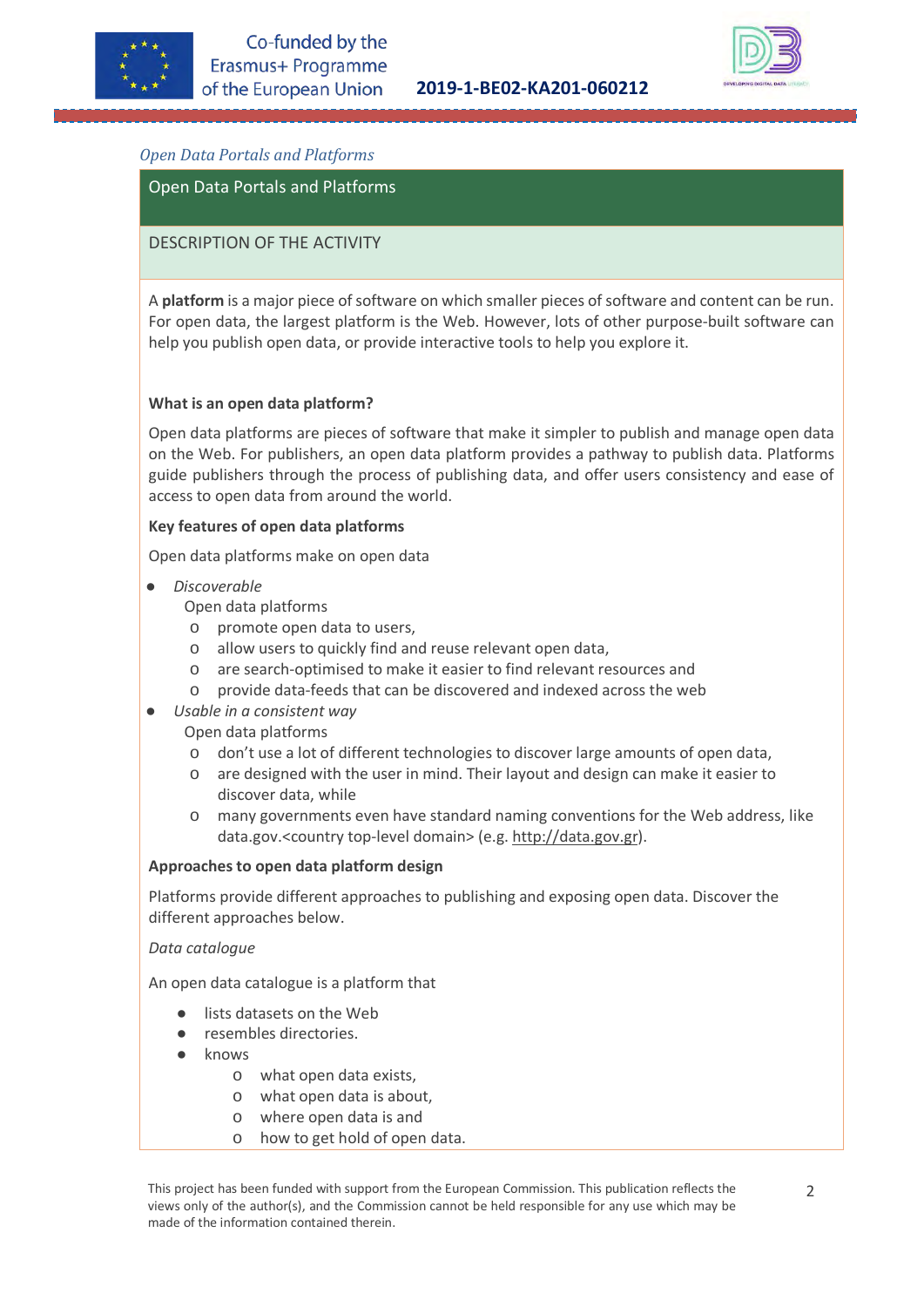*Open Data Portals and Platforms*

## Open Data Portals and Platforms

### DESCRIPTION OF THE ACTIVITY

A **platform** is a major piece of software on which smaller pieces of software and content can be run. For open data, the largest platform is the Web. However, lots of other purpose-built software can help you publish open data, or provide interactive tools to help you explore it.

**What is an open data platform?**

Open data platforms are pieces of software that make it simpler to publish and manage open data on the Web. For publishers, an open data platform provides a pathway to publish data. Platforms guide publishers through the process of publishing data, and offer users consistency and ease of access to open data from around the world.

**Key features of open data platforms**

Open data platforms make on open data

- *Discoverable*
  Open data platforms
  - promote open data to users,
  - allow users to quickly find and reuse relevant open data,
  - are search-optimised to make it easier to find relevant resources and
  - provide data-feeds that can be discovered and indexed across the web
- *Usable in a consistent way*
  Open data platforms
  - don't use a lot of different technologies to discover large amounts of open data,
  - are designed with the user in mind. Their layout and design can make it easier to discover data, while
  - many governments even have standard naming conventions for the Web address, like data.gov.<country top-level domain> (e.g. http://data.gov.gr).

**Approaches to open data platform design**

Platforms provide different approaches to publishing and exposing open data. Discover the different approaches below.

*Data catalogue*

An open data catalogue is a platform that

- lists datasets on the Web
- resembles directories.
- knows
  - what open data exists,
  - what open data is about,
  - where open data is and
  - how to get hold of open data.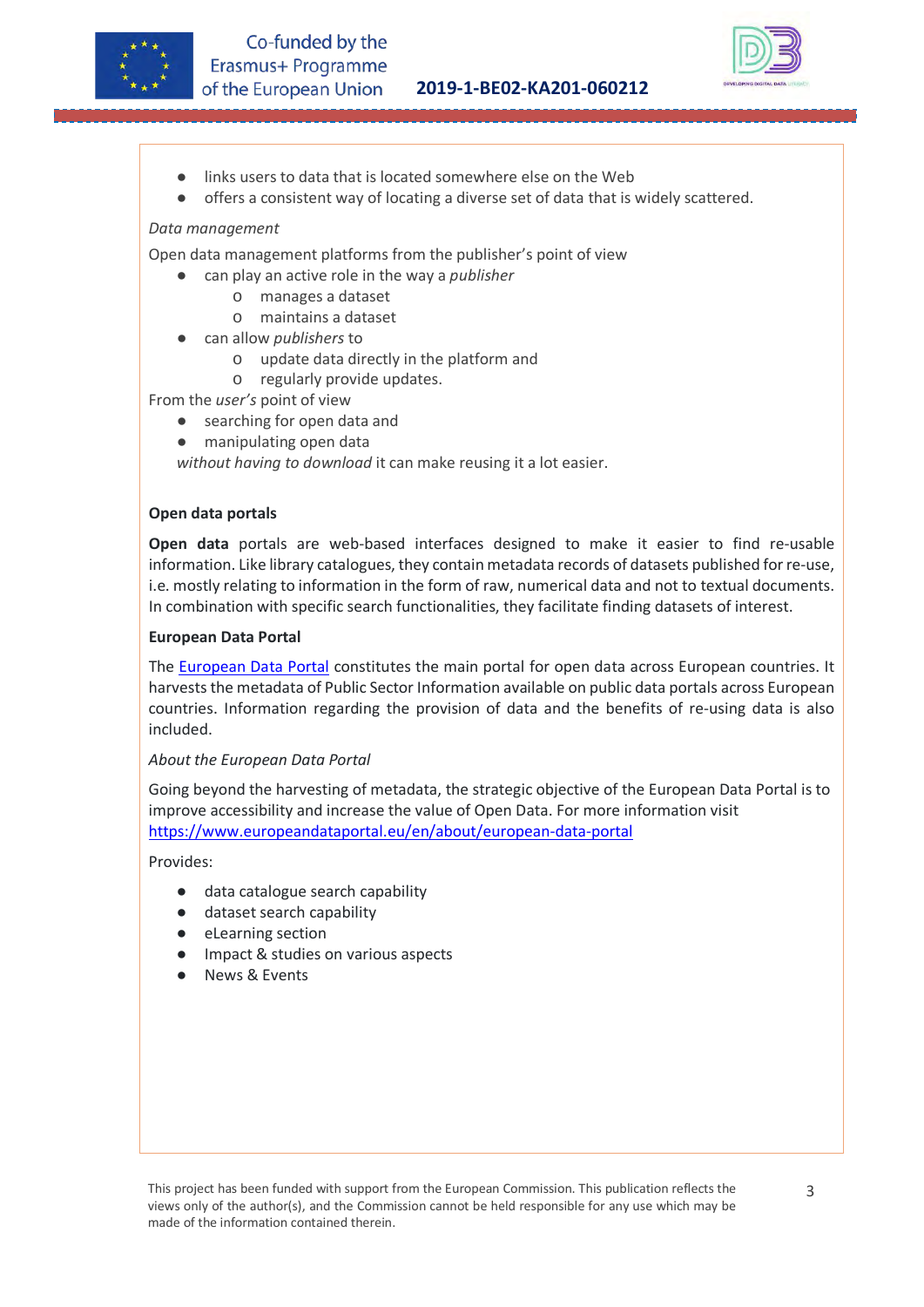- links users to data that is located somewhere else on the Web
- offers a consistent way of locating a diverse set of data that is widely scattered.

*Data management*

Open data management platforms from the publisher's point of view

- can play an active role in the way a *publisher*
  - manages a dataset
  - maintains a dataset
- can allow *publishers* to
  - update data directly in the platform and
  - regularly provide updates.

From the *user's* point of view

- searching for open data and
- manipulating open data

*without having to download* it can make reusing it a lot easier.

### Open data portals

**Open data** portals are web-based interfaces designed to make it easier to find re-usable information. Like library catalogues, they contain metadata records of datasets published for re-use, i.e. mostly relating to information in the form of raw, numerical data and not to textual documents. In combination with specific search functionalities, they facilitate finding datasets of interest.

### European Data Portal

The [European Data Portal](https://www.europeandataportal.eu) constitutes the main portal for open data across European countries. It harvests the metadata of Public Sector Information available on public data portals across European countries. Information regarding the provision of data and the benefits of re-using data is also included.

*About the European Data Portal*

Going beyond the harvesting of metadata, the strategic objective of the European Data Portal is to improve accessibility and increase the value of Open Data. For more information visit https://www.europeandataportal.eu/en/about/european-data-portal

Provides:

- data catalogue search capability
- dataset search capability
- eLearning section
- Impact & studies on various aspects
- News & Events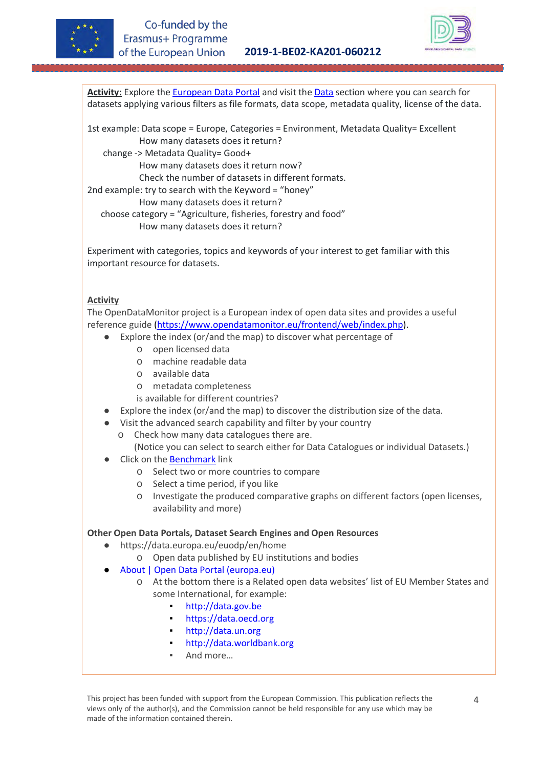**Activity:** Explore the European Data Portal and visit the Data section where you can search for datasets applying various filters as file formats, data scope, metadata quality, license of the data.

1st example: Data scope = Europe, Categories = Environment, Metadata Quality= Excellent
How many datasets does it return?
change -> Metadata Quality= Good+
How many datasets does it return now?
Check the number of datasets in different formats.
2nd example: try to search with the Keyword = “honey”
How many datasets does it return?
choose category = “Agriculture, fisheries, forestry and food”
How many datasets does it return?

Experiment with categories, topics and keywords of your interest to get familiar with this important resource for datasets.

**Activity**

The OpenDataMonitor project is a European index of open data sites and provides a useful reference guide (https://www.opendatamonitor.eu/frontend/web/index.php).

- Explore the index (or/and the map) to discover what percentage of
  - open licensed data
  - machine readable data
  - available data
  - metadata completeness

  is available for different countries?
- Explore the index (or/and the map) to discover the distribution size of the data.
- Visit the advanced search capability and filter by your country
  - Check how many data catalogues there are.

  (Notice you can select to search either for Data Catalogues or individual Datasets.)
- Click on the Benchmark link
  - Select two or more countries to compare
  - Select a time period, if you like
  - Investigate the produced comparative graphs on different factors (open licenses, availability and more)

**Other Open Data Portals, Dataset Search Engines and Open Resources**

- https://data.europa.eu/euodp/en/home
  - Open data published by EU institutions and bodies
- About | Open Data Portal (europa.eu)
  - At the bottom there is a Related open data websites’ list of EU Member States and some International, for example:
    - http://data.gov.be
    - https://data.oecd.org
    - http://data.un.org
    - http://data.worldbank.org
    - And more…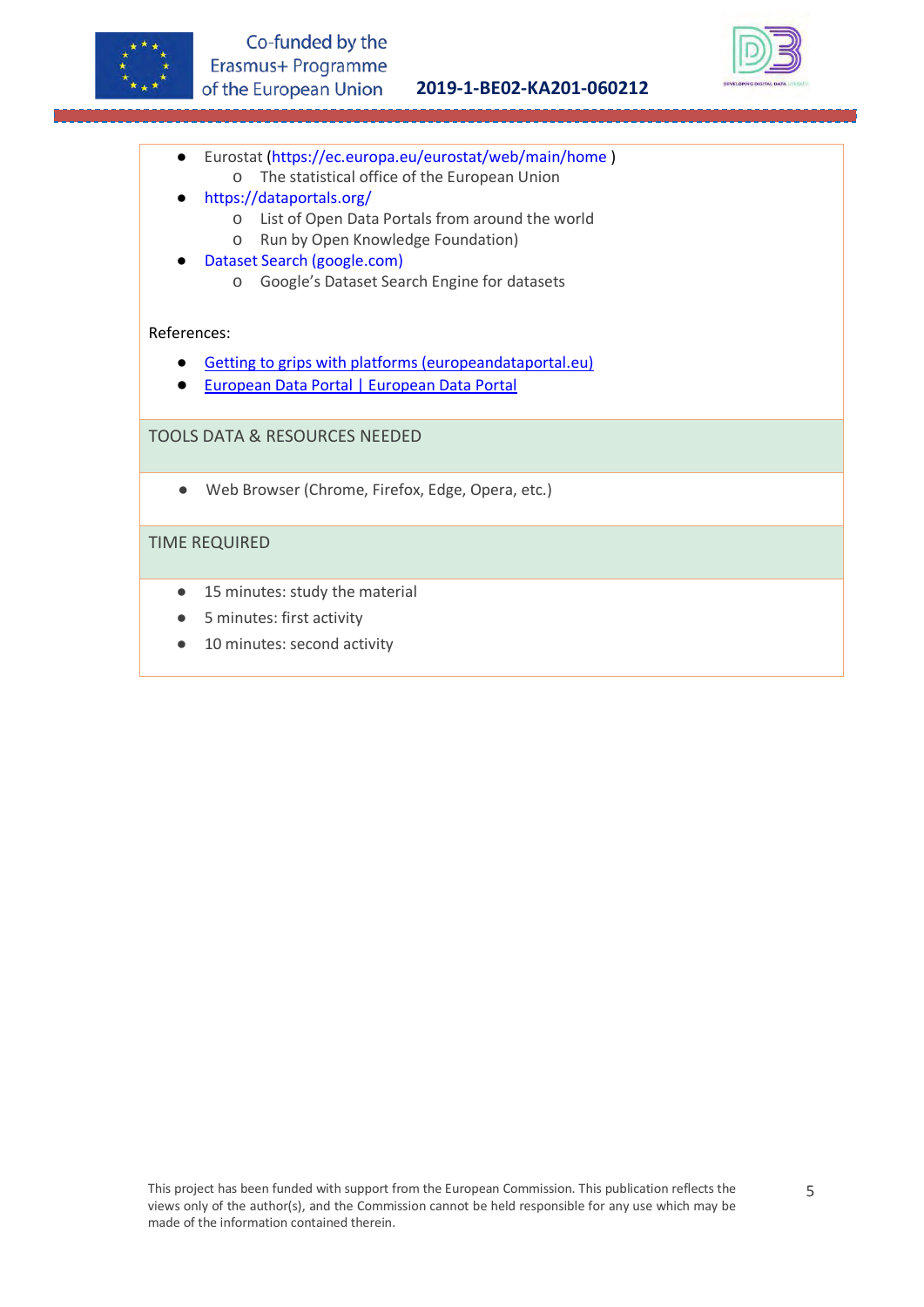- Eurostat (https://ec.europa.eu/eurostat/web/main/home )
    - The statistical office of the European Union
- https://dataportals.org/
    - List of Open Data Portals from around the world
    - Run by Open Knowledge Foundation)
- Dataset Search (google.com)
    - Google's Dataset Search Engine for datasets

References:

- Getting to grips with platforms (europeandataportal.eu)
- European Data Portal | European Data Portal

## TOOLS DATA & RESOURCES NEEDED

- Web Browser (Chrome, Firefox, Edge, Opera, etc.)

## TIME REQUIRED

- 15 minutes: study the material
- 5 minutes: first activity
- 10 minutes: second activity